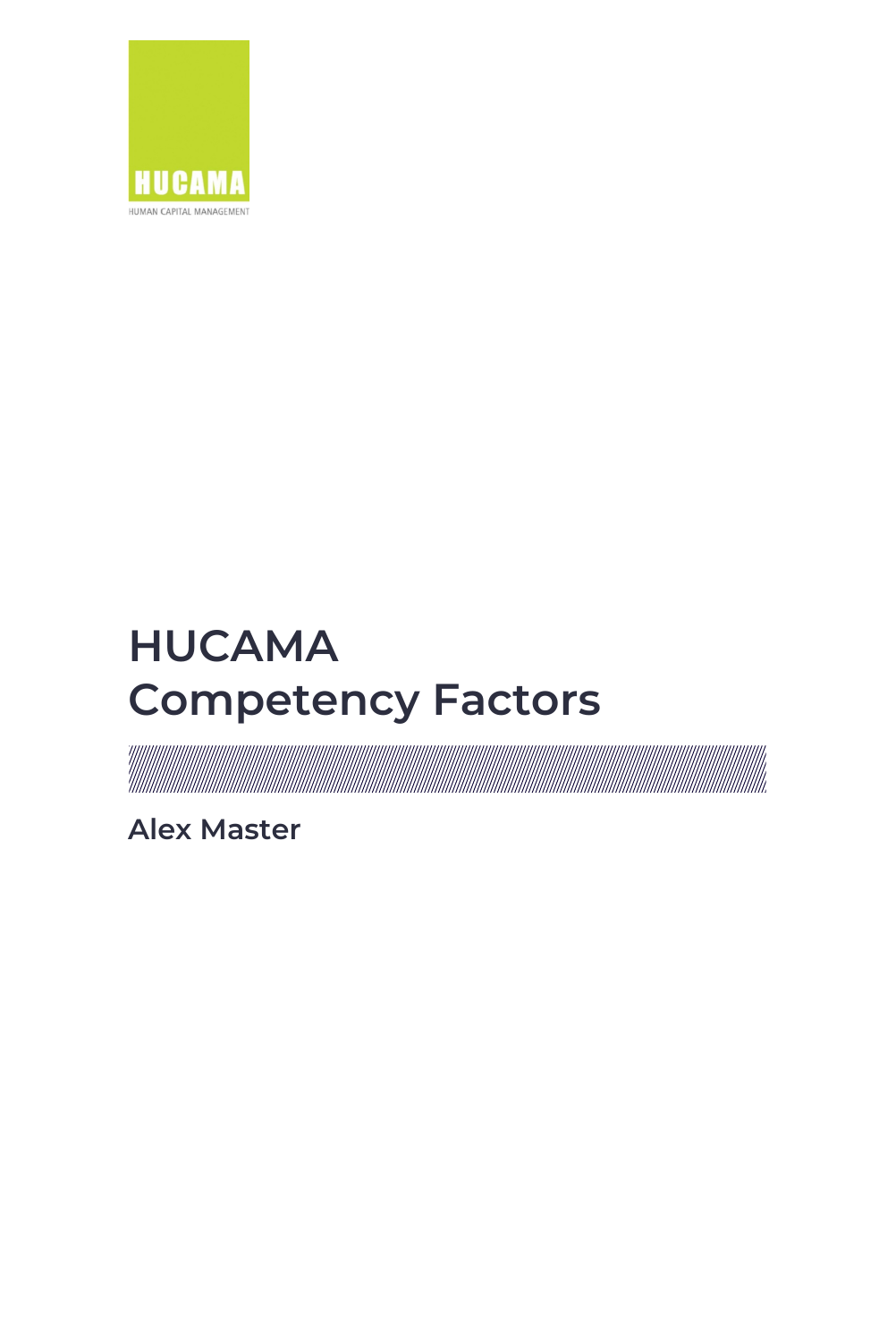HUCAMA

HUMAN CAPITAL MANAGEMENT

# HUCAMA
# Competency Factors

**Alex Master**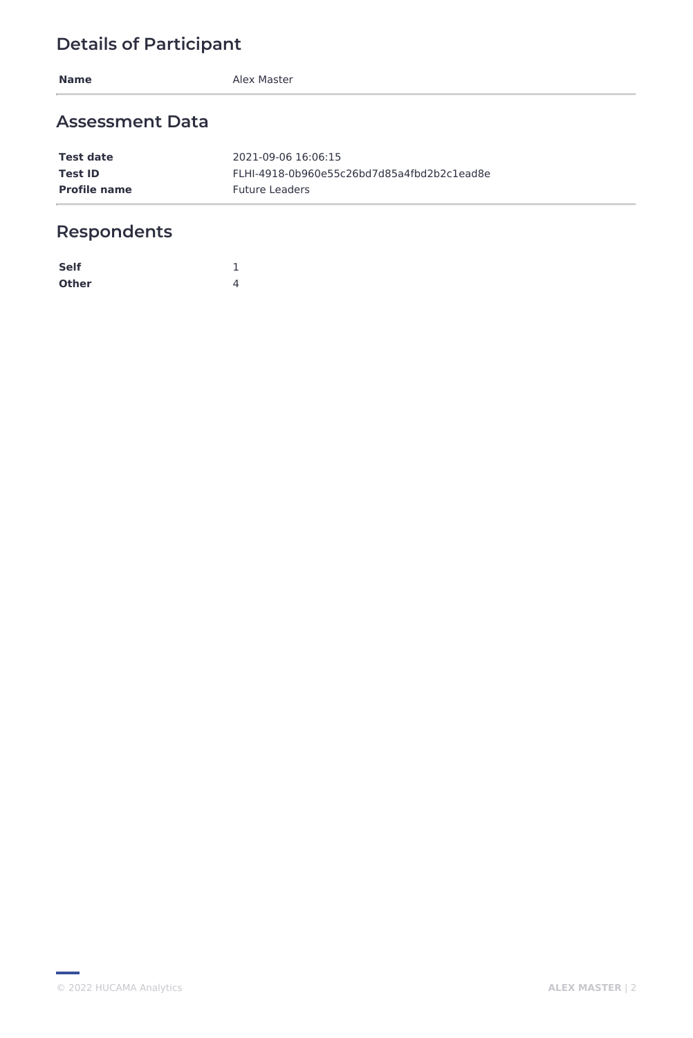## Details of Participant

| | |
|---|---|
| **Name** | Alex Master |

## Assessment Data

| | |
|---|---|
| **Test date** | 2021-09-06 16:06:15 |
| **Test ID** | FLHI-4918-0b960e55c26bd7d85a4fbd2b2c1ead8e |
| **Profile name** | Future Leaders |

## Respondents

| | |
|---|---|
| **Self** | 1 |
| **Other** | 4 |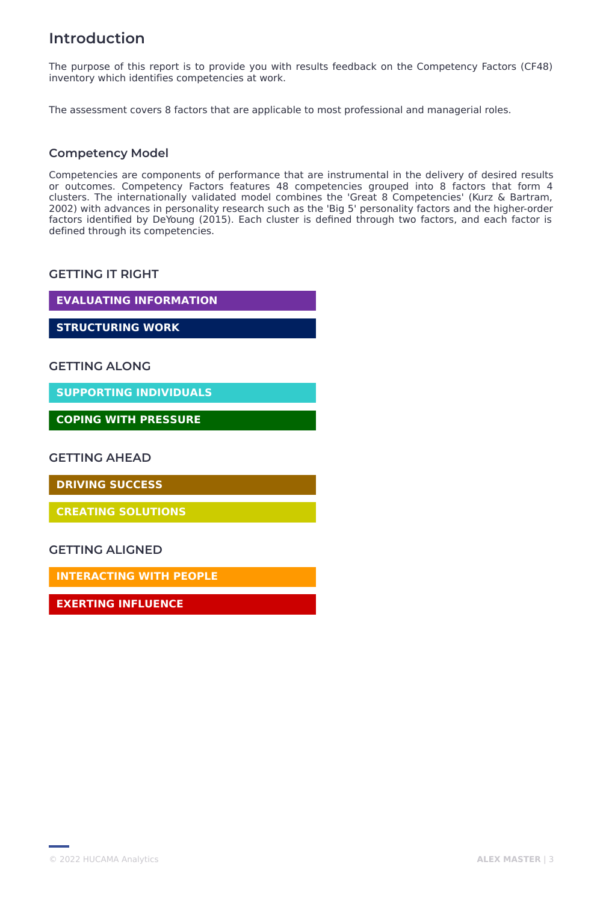# Introduction

The purpose of this report is to provide you with results feedback on the Competency Factors (CF48) inventory which identifies competencies at work.

The assessment covers 8 factors that are applicable to most professional and managerial roles.

## Competency Model

Competencies are components of performance that are instrumental in the delivery of desired results or outcomes. Competency Factors features 48 competencies grouped into 8 factors that form 4 clusters. The internationally validated model combines the 'Great 8 Competencies' (Kurz & Bartram, 2002) with advances in personality research such as the 'Big 5' personality factors and the higher-order factors identified by DeYoung (2015). Each cluster is defined through two factors, and each factor is defined through its competencies.

### GETTING IT RIGHT

**EVALUATING INFORMATION**

**STRUCTURING WORK**

### GETTING ALONG

**SUPPORTING INDIVIDUALS**

**COPING WITH PRESSURE**

### GETTING AHEAD

**DRIVING SUCCESS**

**CREATING SOLUTIONS**

### GETTING ALIGNED

**INTERACTING WITH PEOPLE**

**EXERTING INFLUENCE**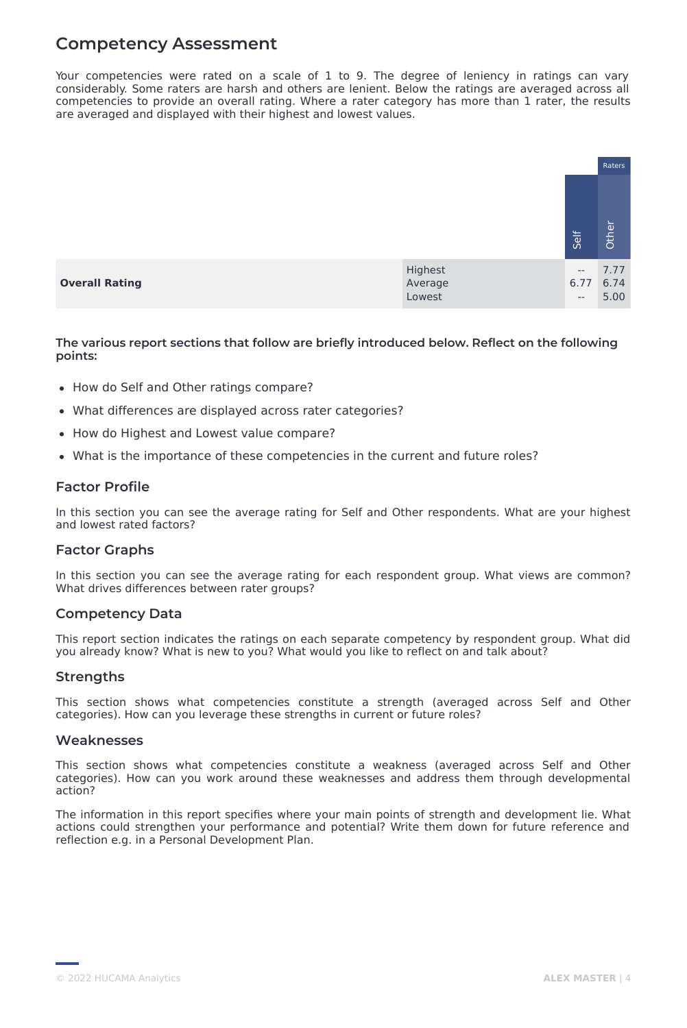## Competency Assessment

Your competencies were rated on a scale of 1 to 9. The degree of leniency in ratings can vary considerably. Some raters are harsh and others are lenient. Below the ratings are averaged across all competencies to provide an overall rating. Where a rater category has more than 1 rater, the results are averaged and displayed with their highest and lowest values.

| | | | Raters |
|---|---|---|---|
| | | Self | Other |
| **Overall Rating** | Highest | -- | 7.77 |
| | Average | 6.77 | 6.74 |
| | Lowest | -- | 5.00 |

**The various report sections that follow are briefly introduced below. Reflect on the following points:**

- How do Self and Other ratings compare?
- What differences are displayed across rater categories?
- How do Highest and Lowest value compare?
- What is the importance of these competencies in the current and future roles?

### Factor Profile

In this section you can see the average rating for Self and Other respondents. What are your highest and lowest rated factors?

### Factor Graphs

In this section you can see the average rating for each respondent group. What views are common? What drives differences between rater groups?

### Competency Data

This report section indicates the ratings on each separate competency by respondent group. What did you already know? What is new to you? What would you like to reflect on and talk about?

### Strengths

This section shows what competencies constitute a strength (averaged across Self and Other categories). How can you leverage these strengths in current or future roles?

### Weaknesses

This section shows what competencies constitute a weakness (averaged across Self and Other categories). How can you work around these weaknesses and address them through developmental action?

The information in this report specifies where your main points of strength and development lie. What actions could strengthen your performance and potential? Write them down for future reference and reflection e.g. in a Personal Development Plan.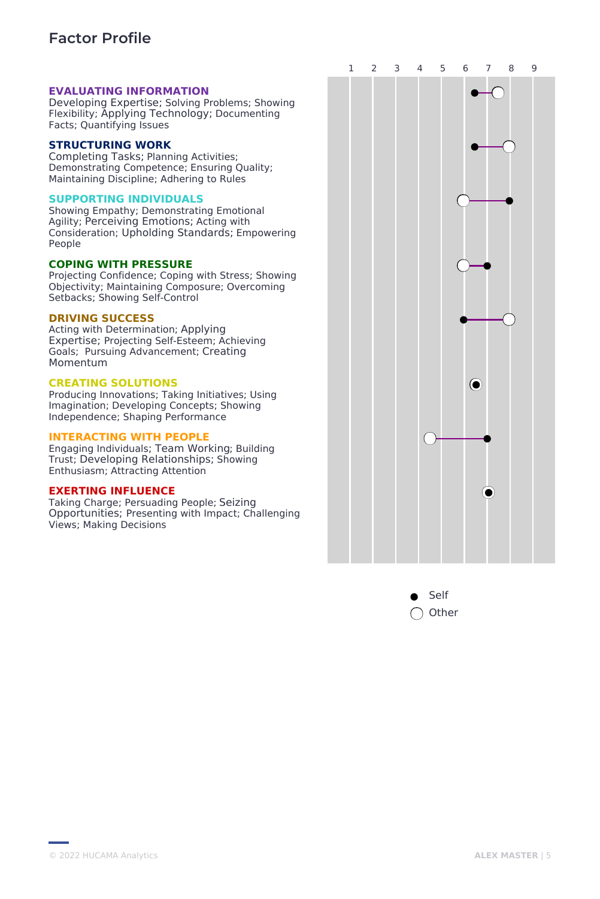## Factor Profile

**EVALUATING INFORMATION**
Developing Expertise; Solving Problems; Showing Flexibility; Applying Technology; Documenting Facts; Quantifying Issues

**STRUCTURING WORK**
Completing Tasks; Planning Activities; Demonstrating Competence; Ensuring Quality; Maintaining Discipline; Adhering to Rules

**SUPPORTING INDIVIDUALS**
Showing Empathy; Demonstrating Emotional Agility; Perceiving Emotions; Acting with Consideration; Upholding Standards; Empowering People

**COPING WITH PRESSURE**
Projecting Confidence; Coping with Stress; Showing Objectivity; Maintaining Composure; Overcoming Setbacks; Showing Self-Control

**DRIVING SUCCESS**
Acting with Determination; Applying Expertise; Projecting Self-Esteem; Achieving Goals; Pursuing Advancement; Creating Momentum

**CREATING SOLUTIONS**
Producing Innovations; Taking Initiatives; Using Imagination; Developing Concepts; Showing Independence; Shaping Performance

**INTERACTING WITH PEOPLE**
Engaging Individuals; Team Working; Building Trust; Developing Relationships; Showing Enthusiasm; Attracting Attention

**EXERTING INFLUENCE**
Taking Charge; Persuading People; Seizing Opportunities; Presenting with Impact; Challenging Views; Making Decisions

| Factor | Self | Other |
|---|---|---|
| Evaluating Information | 6.5 | 7.5 |
| Structuring Work | 6.5 | 8 |
| Supporting Individuals | 8 | 6 |
| Coping with Pressure | 7 | 6 |
| Driving Success | 6 | 8 |
| Creating Solutions | 6.5 | 6.5 |
| Interacting with People | 7 | 4.5 |
| Exerting Influence | 7 | 7 |

● Self
○ Other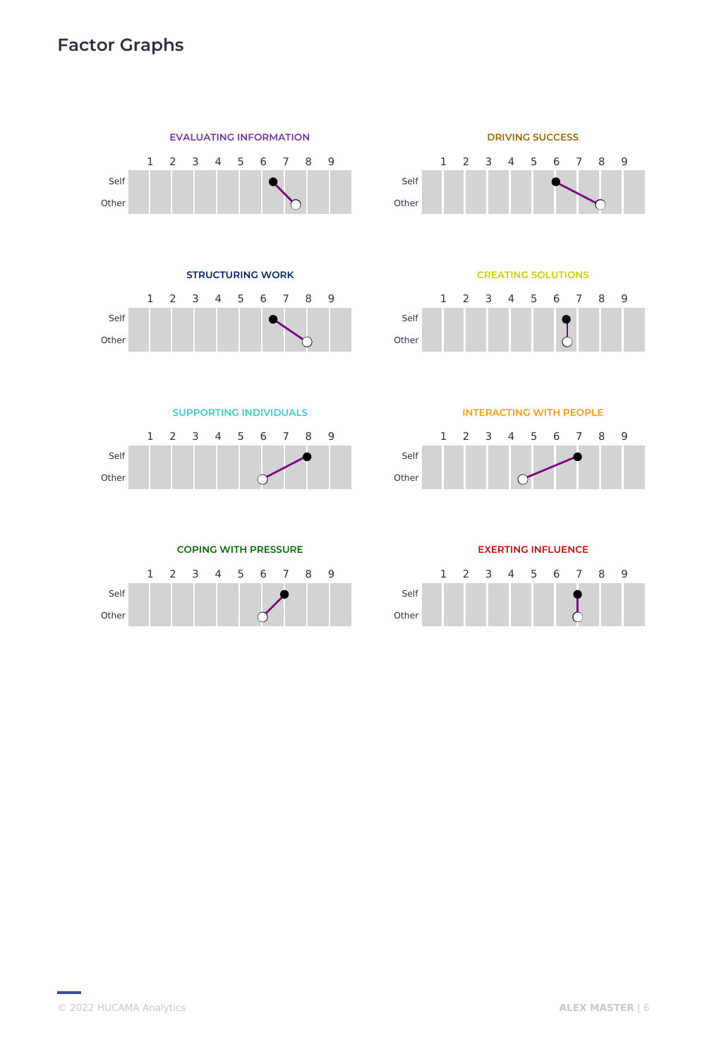# Factor Graphs

### EVALUATING INFORMATION

| | 1 | 2 | 3 | 4 | 5 | 6 | 7 | 8 | 9 |
|---|---|---|---|---|---|---|---|---|---|
| Self | | | | | | | | | |
| Other | | | | | | | | | |

### DRIVING SUCCESS

| | 1 | 2 | 3 | 4 | 5 | 6 | 7 | 8 | 9 |
|---|---|---|---|---|---|---|---|---|---|
| Self | | | | | | | | | |
| Other | | | | | | | | | |

### STRUCTURING WORK

| | 1 | 2 | 3 | 4 | 5 | 6 | 7 | 8 | 9 |
|---|---|---|---|---|---|---|---|---|---|
| Self | | | | | | | | | |
| Other | | | | | | | | | |

### CREATING SOLUTIONS

| | 1 | 2 | 3 | 4 | 5 | 6 | 7 | 8 | 9 |
|---|---|---|---|---|---|---|---|---|---|
| Self | | | | | | | | | |
| Other | | | | | | | | | |

### SUPPORTING INDIVIDUALS

| | 1 | 2 | 3 | 4 | 5 | 6 | 7 | 8 | 9 |
|---|---|---|---|---|---|---|---|---|---|
| Self | | | | | | | | | |
| Other | | | | | | | | | |

### INTERACTING WITH PEOPLE

| | 1 | 2 | 3 | 4 | 5 | 6 | 7 | 8 | 9 |
|---|---|---|---|---|---|---|---|---|---|
| Self | | | | | | | | | |
| Other | | | | | | | | | |

### COPING WITH PRESSURE

| | 1 | 2 | 3 | 4 | 5 | 6 | 7 | 8 | 9 |
|---|---|---|---|---|---|---|---|---|---|
| Self | | | | | | | | | |
| Other | | | | | | | | | |

### EXERTING INFLUENCE

| | 1 | 2 | 3 | 4 | 5 | 6 | 7 | 8 | 9 |
|---|---|---|---|---|---|---|---|---|---|
| Self | | | | | | | | | |
| Other | | | | | | | | | |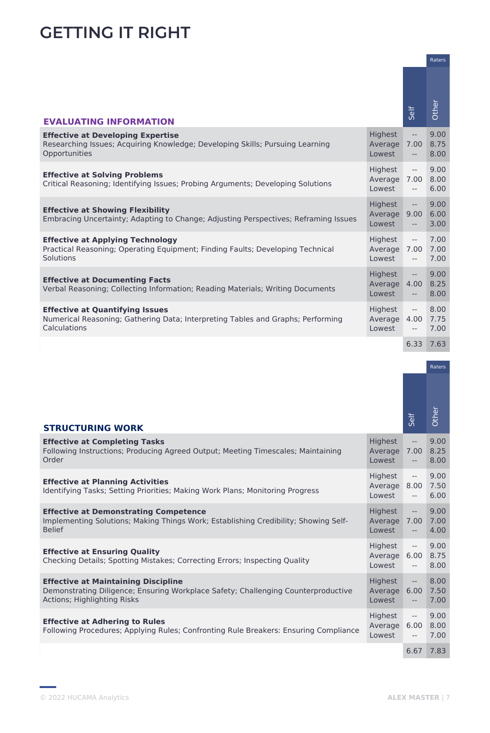# GETTING IT RIGHT

| EVALUATING INFORMATION | | Self | Raters: Other |
|---|---|---|---|
| **Effective at Developing Expertise**<br>Researching Issues; Acquiring Knowledge; Developing Skills; Pursuing Learning Opportunities | Highest<br>Average<br>Lowest | --<br>7.00<br>-- | 9.00<br>8.75<br>8.00 |
| **Effective at Solving Problems**<br>Critical Reasoning; Identifying Issues; Probing Arguments; Developing Solutions | Highest<br>Average<br>Lowest | --<br>7.00<br>-- | 9.00<br>8.00<br>6.00 |
| **Effective at Showing Flexibility**<br>Embracing Uncertainty; Adapting to Change; Adjusting Perspectives; Reframing Issues | Highest<br>Average<br>Lowest | --<br>9.00<br>-- | 9.00<br>6.00<br>3.00 |
| **Effective at Applying Technology**<br>Practical Reasoning; Operating Equipment; Finding Faults; Developing Technical Solutions | Highest<br>Average<br>Lowest | --<br>7.00<br>-- | 7.00<br>7.00<br>7.00 |
| **Effective at Documenting Facts**<br>Verbal Reasoning; Collecting Information; Reading Materials; Writing Documents | Highest<br>Average<br>Lowest | --<br>4.00<br>-- | 9.00<br>8.25<br>8.00 |
| **Effective at Quantifying Issues**<br>Numerical Reasoning; Gathering Data; Interpreting Tables and Graphs; Performing Calculations | Highest<br>Average<br>Lowest | --<br>4.00<br>-- | 8.00<br>7.75<br>7.00 |
| | | 6.33 | 7.63 |

| STRUCTURING WORK | | Self | Raters: Other |
|---|---|---|---|
| **Effective at Completing Tasks**<br>Following Instructions; Producing Agreed Output; Meeting Timescales; Maintaining Order | Highest<br>Average<br>Lowest | --<br>7.00<br>-- | 9.00<br>8.25<br>8.00 |
| **Effective at Planning Activities**<br>Identifying Tasks; Setting Priorities; Making Work Plans; Monitoring Progress | Highest<br>Average<br>Lowest | --<br>8.00<br>-- | 9.00<br>7.50<br>6.00 |
| **Effective at Demonstrating Competence**<br>Implementing Solutions; Making Things Work; Establishing Credibility; Showing Self-Belief | Highest<br>Average<br>Lowest | --<br>7.00<br>-- | 9.00<br>7.00<br>4.00 |
| **Effective at Ensuring Quality**<br>Checking Details; Spotting Mistakes; Correcting Errors; Inspecting Quality | Highest<br>Average<br>Lowest | --<br>6.00<br>-- | 9.00<br>8.75<br>8.00 |
| **Effective at Maintaining Discipline**<br>Demonstrating Diligence; Ensuring Workplace Safety; Challenging Counterproductive Actions; Highlighting Risks | Highest<br>Average<br>Lowest | --<br>6.00<br>-- | 8.00<br>7.50<br>7.00 |
| **Effective at Adhering to Rules**<br>Following Procedures; Applying Rules; Confronting Rule Breakers: Ensuring Compliance | Highest<br>Average<br>Lowest | --<br>6.00<br>-- | 9.00<br>8.00<br>7.00 |
| | | 6.67 | 7.83 |

© 2022 HUCAMA Analytics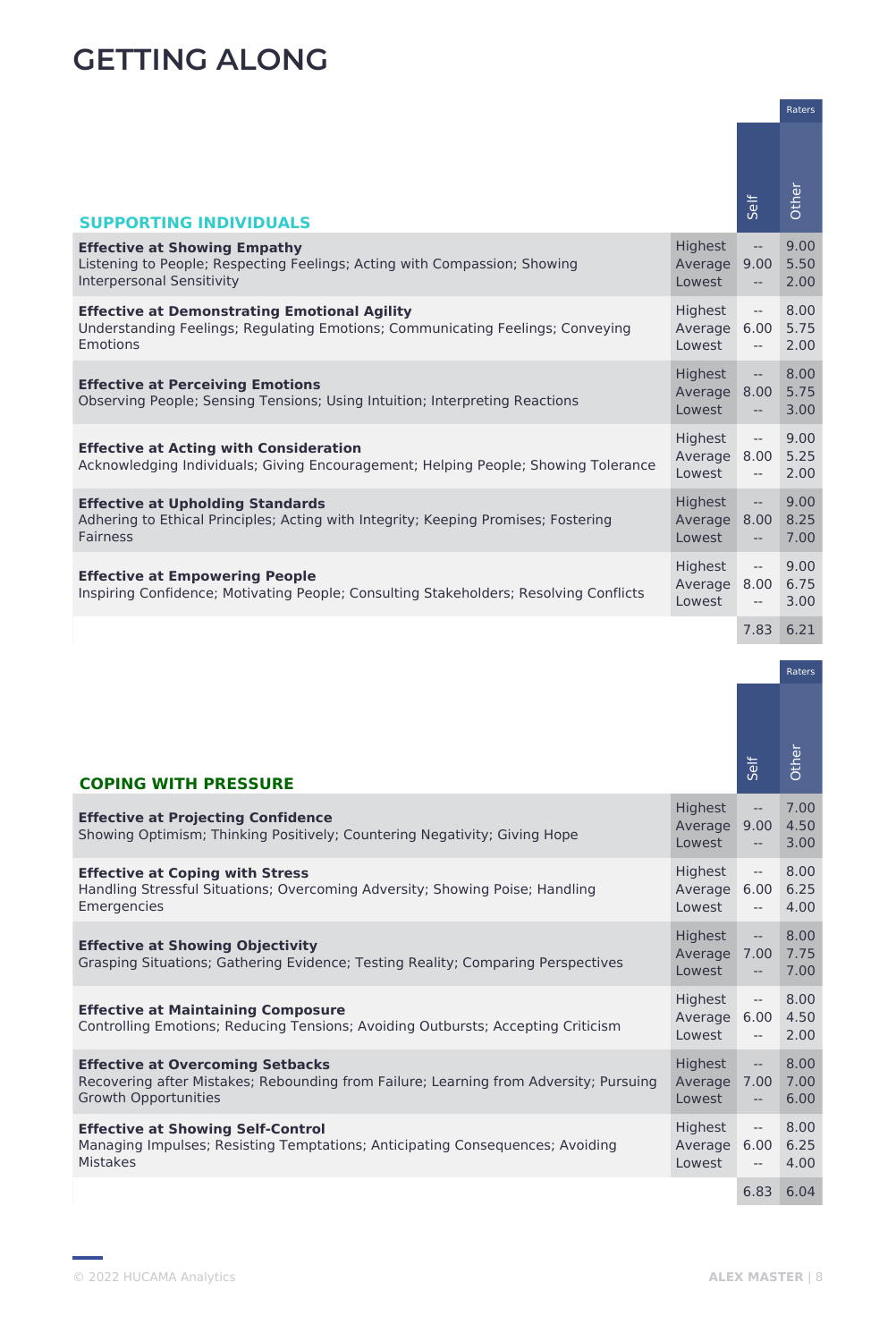# GETTING ALONG

| SUPPORTING INDIVIDUALS | | Self | Raters Other |
|---|---|---|---|
| **Effective at Showing Empathy**<br>Listening to People; Respecting Feelings; Acting with Compassion; Showing Interpersonal Sensitivity | Highest | -- | 9.00 |
| | Average | 9.00 | 5.50 |
| | Lowest | -- | 2.00 |
| **Effective at Demonstrating Emotional Agility**<br>Understanding Feelings; Regulating Emotions; Communicating Feelings; Conveying Emotions | Highest | -- | 8.00 |
| | Average | 6.00 | 5.75 |
| | Lowest | -- | 2.00 |
| **Effective at Perceiving Emotions**<br>Observing People; Sensing Tensions; Using Intuition; Interpreting Reactions | Highest | -- | 8.00 |
| | Average | 8.00 | 5.75 |
| | Lowest | -- | 3.00 |
| **Effective at Acting with Consideration**<br>Acknowledging Individuals; Giving Encouragement; Helping People; Showing Tolerance | Highest | -- | 9.00 |
| | Average | 8.00 | 5.25 |
| | Lowest | -- | 2.00 |
| **Effective at Upholding Standards**<br>Adhering to Ethical Principles; Acting with Integrity; Keeping Promises; Fostering Fairness | Highest | -- | 9.00 |
| | Average | 8.00 | 8.25 |
| | Lowest | -- | 7.00 |
| **Effective at Empowering People**<br>Inspiring Confidence; Motivating People; Consulting Stakeholders; Resolving Conflicts | Highest | -- | 9.00 |
| | Average | 8.00 | 6.75 |
| | Lowest | -- | 3.00 |
| | | 7.83 | 6.21 |

| COPING WITH PRESSURE | | Self | Raters Other |
|---|---|---|---|
| **Effective at Projecting Confidence**<br>Showing Optimism; Thinking Positively; Countering Negativity; Giving Hope | Highest | -- | 7.00 |
| | Average | 9.00 | 4.50 |
| | Lowest | -- | 3.00 |
| **Effective at Coping with Stress**<br>Handling Stressful Situations; Overcoming Adversity; Showing Poise; Handling Emergencies | Highest | -- | 8.00 |
| | Average | 6.00 | 6.25 |
| | Lowest | -- | 4.00 |
| **Effective at Showing Objectivity**<br>Grasping Situations; Gathering Evidence; Testing Reality; Comparing Perspectives | Highest | -- | 8.00 |
| | Average | 7.00 | 7.75 |
| | Lowest | -- | 7.00 |
| **Effective at Maintaining Composure**<br>Controlling Emotions; Reducing Tensions; Avoiding Outbursts; Accepting Criticism | Highest | -- | 8.00 |
| | Average | 6.00 | 4.50 |
| | Lowest | -- | 2.00 |
| **Effective at Overcoming Setbacks**<br>Recovering after Mistakes; Rebounding from Failure; Learning from Adversity; Pursuing Growth Opportunities | Highest | -- | 8.00 |
| | Average | 7.00 | 7.00 |
| | Lowest | -- | 6.00 |
| **Effective at Showing Self-Control**<br>Managing Impulses; Resisting Temptations; Anticipating Consequences; Avoiding Mistakes | Highest | -- | 8.00 |
| | Average | 6.00 | 6.25 |
| | Lowest | -- | 4.00 |
| | | 6.83 | 6.04 |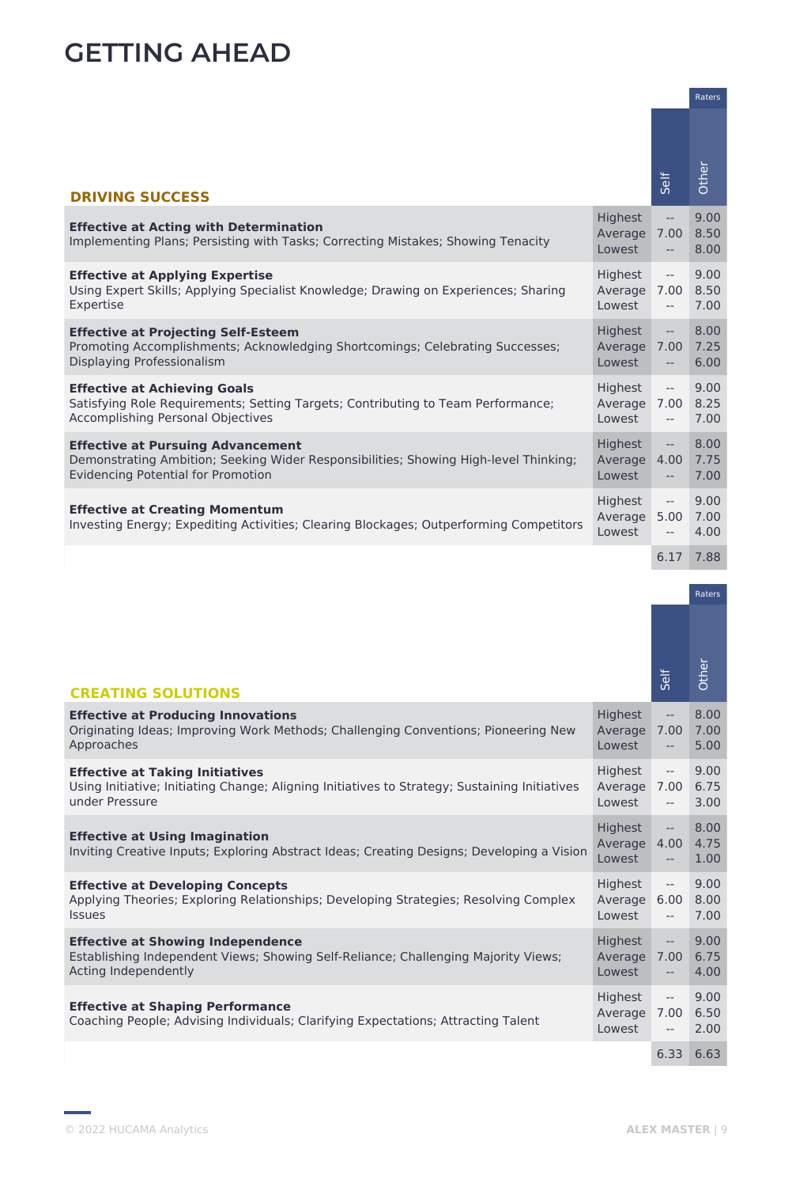# GETTING AHEAD

| DRIVING SUCCESS | | Self | Raters: Other |
|---|---|---|---|
| **Effective at Acting with Determination**<br>Implementing Plans; Persisting with Tasks; Correcting Mistakes; Showing Tenacity | Highest | -- | 9.00 |
| | Average | 7.00 | 8.50 |
| | Lowest | -- | 8.00 |
| **Effective at Applying Expertise**<br>Using Expert Skills; Applying Specialist Knowledge; Drawing on Experiences; Sharing Expertise | Highest | -- | 9.00 |
| | Average | 7.00 | 8.50 |
| | Lowest | -- | 7.00 |
| **Effective at Projecting Self-Esteem**<br>Promoting Accomplishments; Acknowledging Shortcomings; Celebrating Successes; Displaying Professionalism | Highest | -- | 8.00 |
| | Average | 7.00 | 7.25 |
| | Lowest | -- | 6.00 |
| **Effective at Achieving Goals**<br>Satisfying Role Requirements; Setting Targets; Contributing to Team Performance; Accomplishing Personal Objectives | Highest | -- | 9.00 |
| | Average | 7.00 | 8.25 |
| | Lowest | -- | 7.00 |
| **Effective at Pursuing Advancement**<br>Demonstrating Ambition; Seeking Wider Responsibilities; Showing High-level Thinking; Evidencing Potential for Promotion | Highest | -- | 8.00 |
| | Average | 4.00 | 7.75 |
| | Lowest | -- | 7.00 |
| **Effective at Creating Momentum**<br>Investing Energy; Expediting Activities; Clearing Blockages; Outperforming Competitors | Highest | -- | 9.00 |
| | Average | 5.00 | 7.00 |
| | Lowest | -- | 4.00 |
| | | 6.17 | 7.88 |

| CREATING SOLUTIONS | | Self | Raters: Other |
|---|---|---|---|
| **Effective at Producing Innovations**<br>Originating Ideas; Improving Work Methods; Challenging Conventions; Pioneering New Approaches | Highest | -- | 8.00 |
| | Average | 7.00 | 7.00 |
| | Lowest | -- | 5.00 |
| **Effective at Taking Initiatives**<br>Using Initiative; Initiating Change; Aligning Initiatives to Strategy; Sustaining Initiatives under Pressure | Highest | -- | 9.00 |
| | Average | 7.00 | 6.75 |
| | Lowest | -- | 3.00 |
| **Effective at Using Imagination**<br>Inviting Creative Inputs; Exploring Abstract Ideas; Creating Designs; Developing a Vision | Highest | -- | 8.00 |
| | Average | 4.00 | 4.75 |
| | Lowest | -- | 1.00 |
| **Effective at Developing Concepts**<br>Applying Theories; Exploring Relationships; Developing Strategies; Resolving Complex Issues | Highest | -- | 9.00 |
| | Average | 6.00 | 8.00 |
| | Lowest | -- | 7.00 |
| **Effective at Showing Independence**<br>Establishing Independent Views; Showing Self-Reliance; Challenging Majority Views; Acting Independently | Highest | -- | 9.00 |
| | Average | 7.00 | 6.75 |
| | Lowest | -- | 4.00 |
| **Effective at Shaping Performance**<br>Coaching People; Advising Individuals; Clarifying Expectations; Attracting Talent | Highest | -- | 9.00 |
| | Average | 7.00 | 6.50 |
| | Lowest | -- | 2.00 |
| | | 6.33 | 6.63 |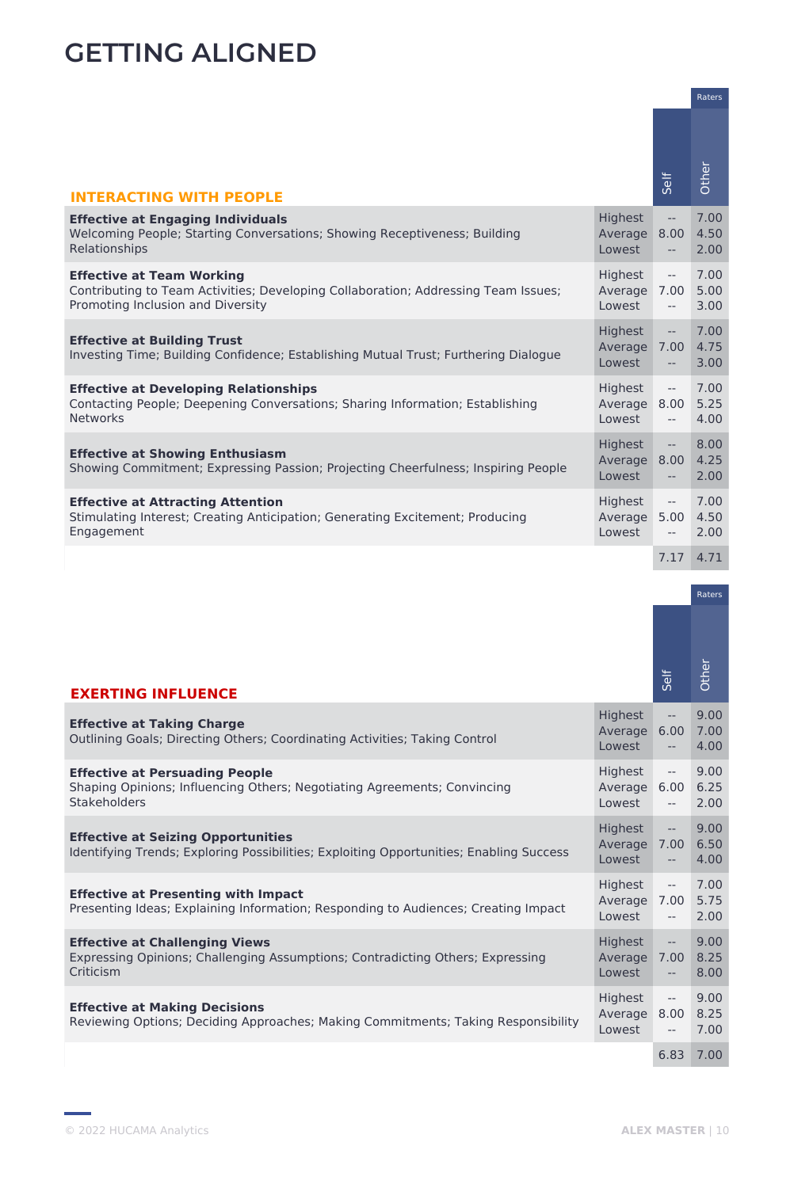# GETTING ALIGNED

| INTERACTING WITH PEOPLE | | Self | Raters: Other |
|---|---|---|---|
| **Effective at Engaging Individuals**<br>Welcoming People; Starting Conversations; Showing Receptiveness; Building Relationships | Highest<br>Average<br>Lowest | --<br>8.00<br>-- | 7.00<br>4.50<br>2.00 |
| **Effective at Team Working**<br>Contributing to Team Activities; Developing Collaboration; Addressing Team Issues; Promoting Inclusion and Diversity | Highest<br>Average<br>Lowest | --<br>7.00<br>-- | 7.00<br>5.00<br>3.00 |
| **Effective at Building Trust**<br>Investing Time; Building Confidence; Establishing Mutual Trust; Furthering Dialogue | Highest<br>Average<br>Lowest | --<br>7.00<br>-- | 7.00<br>4.75<br>3.00 |
| **Effective at Developing Relationships**<br>Contacting People; Deepening Conversations; Sharing Information; Establishing Networks | Highest<br>Average<br>Lowest | --<br>8.00<br>-- | 7.00<br>5.25<br>4.00 |
| **Effective at Showing Enthusiasm**<br>Showing Commitment; Expressing Passion; Projecting Cheerfulness; Inspiring People | Highest<br>Average<br>Lowest | --<br>8.00<br>-- | 8.00<br>4.25<br>2.00 |
| **Effective at Attracting Attention**<br>Stimulating Interest; Creating Anticipation; Generating Excitement; Producing Engagement | Highest<br>Average<br>Lowest | --<br>5.00<br>-- | 7.00<br>4.50<br>2.00 |
| | | 7.17 | 4.71 |

| EXERTING INFLUENCE | | Self | Raters: Other |
|---|---|---|---|
| **Effective at Taking Charge**<br>Outlining Goals; Directing Others; Coordinating Activities; Taking Control | Highest<br>Average<br>Lowest | --<br>6.00<br>-- | 9.00<br>7.00<br>4.00 |
| **Effective at Persuading People**<br>Shaping Opinions; Influencing Others; Negotiating Agreements; Convincing Stakeholders | Highest<br>Average<br>Lowest | --<br>6.00<br>-- | 9.00<br>6.25<br>2.00 |
| **Effective at Seizing Opportunities**<br>Identifying Trends; Exploring Possibilities; Exploiting Opportunities; Enabling Success | Highest<br>Average<br>Lowest | --<br>7.00<br>-- | 9.00<br>6.50<br>4.00 |
| **Effective at Presenting with Impact**<br>Presenting Ideas; Explaining Information; Responding to Audiences; Creating Impact | Highest<br>Average<br>Lowest | --<br>7.00<br>-- | 7.00<br>5.75<br>2.00 |
| **Effective at Challenging Views**<br>Expressing Opinions; Challenging Assumptions; Contradicting Others; Expressing Criticism | Highest<br>Average<br>Lowest | --<br>7.00<br>-- | 9.00<br>8.25<br>8.00 |
| **Effective at Making Decisions**<br>Reviewing Options; Deciding Approaches; Making Commitments; Taking Responsibility | Highest<br>Average<br>Lowest | --<br>8.00<br>-- | 9.00<br>8.25<br>7.00 |
| | | 6.83 | 7.00 |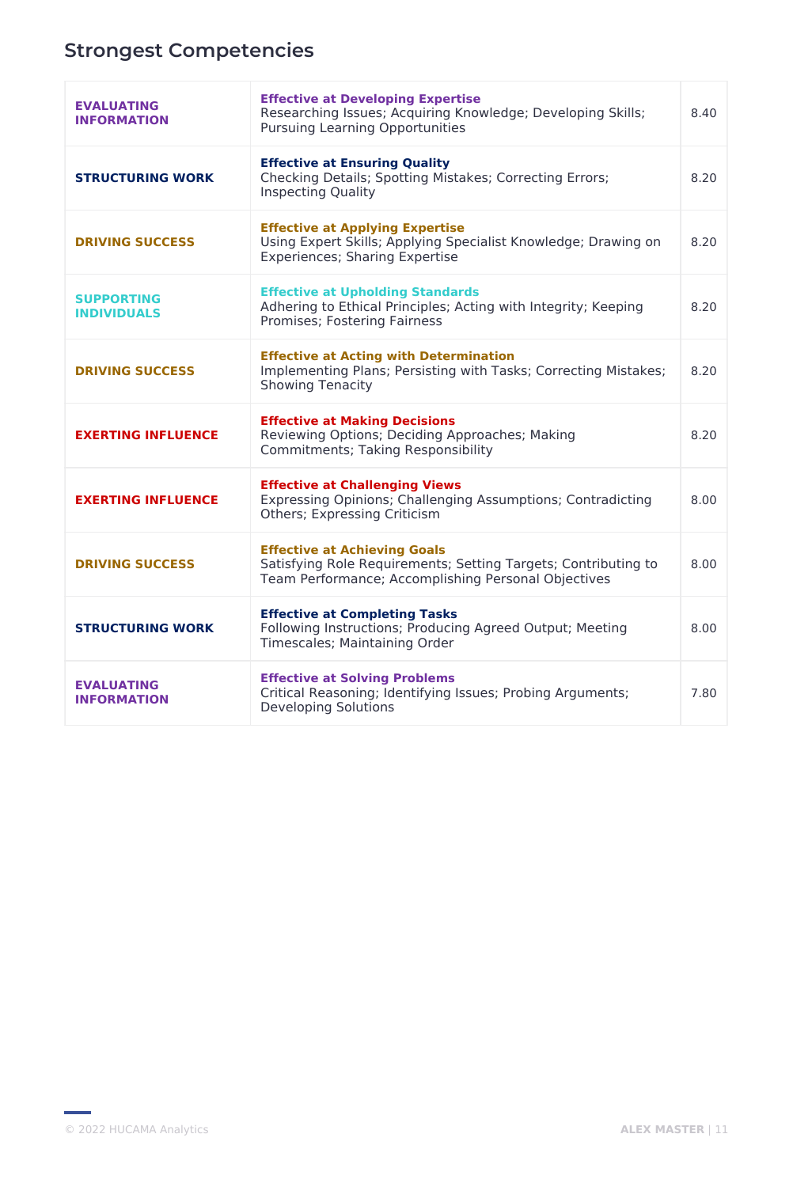## Strongest Competencies

| Category | Competency | Score |
|---|---|---|
| **EVALUATING INFORMATION** | **Effective at Developing Expertise**<br>Researching Issues; Acquiring Knowledge; Developing Skills; Pursuing Learning Opportunities | 8.40 |
| **STRUCTURING WORK** | **Effective at Ensuring Quality**<br>Checking Details; Spotting Mistakes; Correcting Errors; Inspecting Quality | 8.20 |
| **DRIVING SUCCESS** | **Effective at Applying Expertise**<br>Using Expert Skills; Applying Specialist Knowledge; Drawing on Experiences; Sharing Expertise | 8.20 |
| **SUPPORTING INDIVIDUALS** | **Effective at Upholding Standards**<br>Adhering to Ethical Principles; Acting with Integrity; Keeping Promises; Fostering Fairness | 8.20 |
| **DRIVING SUCCESS** | **Effective at Acting with Determination**<br>Implementing Plans; Persisting with Tasks; Correcting Mistakes; Showing Tenacity | 8.20 |
| **EXERTING INFLUENCE** | **Effective at Making Decisions**<br>Reviewing Options; Deciding Approaches; Making Commitments; Taking Responsibility | 8.20 |
| **EXERTING INFLUENCE** | **Effective at Challenging Views**<br>Expressing Opinions; Challenging Assumptions; Contradicting Others; Expressing Criticism | 8.00 |
| **DRIVING SUCCESS** | **Effective at Achieving Goals**<br>Satisfying Role Requirements; Setting Targets; Contributing to Team Performance; Accomplishing Personal Objectives | 8.00 |
| **STRUCTURING WORK** | **Effective at Completing Tasks**<br>Following Instructions; Producing Agreed Output; Meeting Timescales; Maintaining Order | 8.00 |
| **EVALUATING INFORMATION** | **Effective at Solving Problems**<br>Critical Reasoning; Identifying Issues; Probing Arguments; Developing Solutions | 7.80 |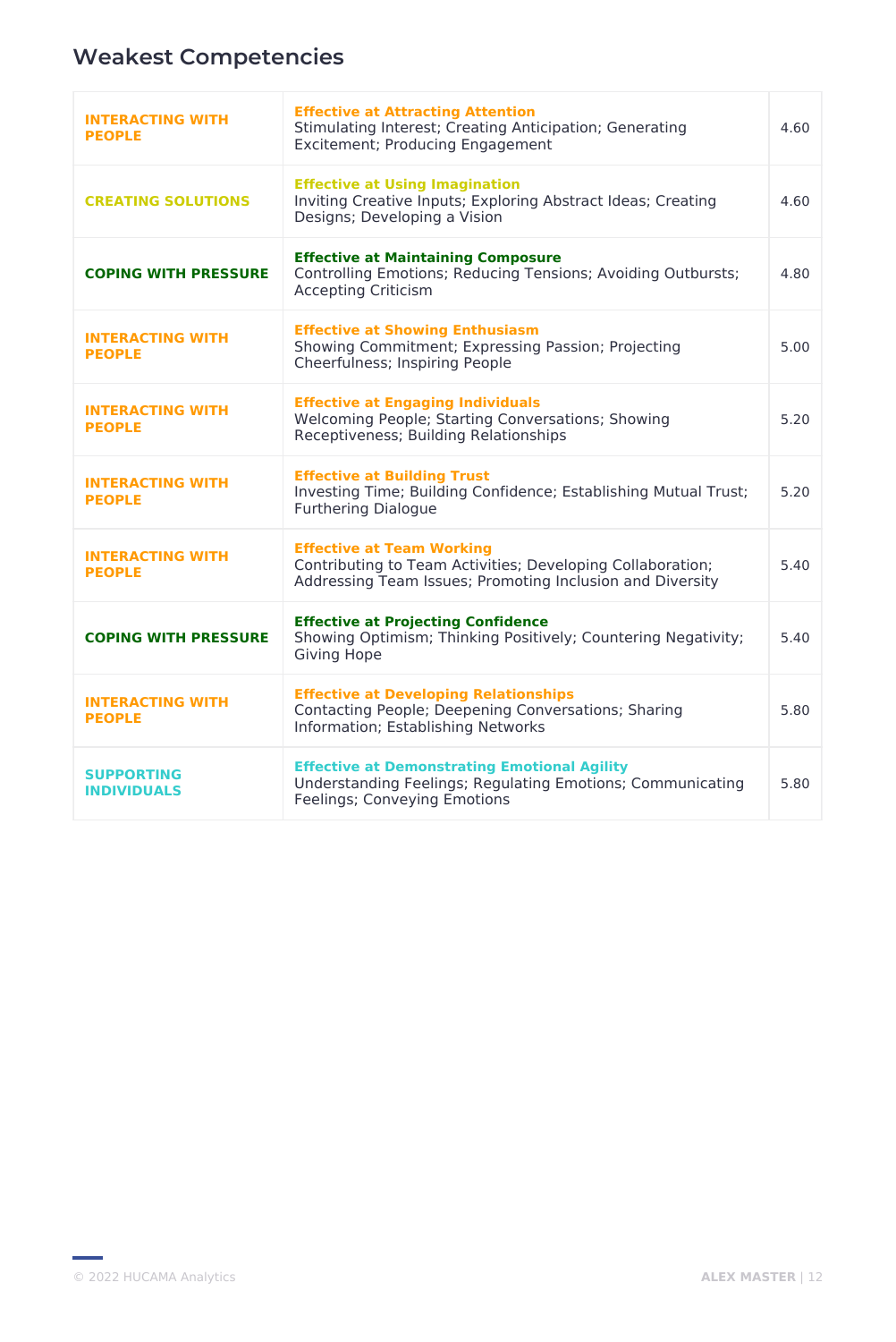## Weakest Competencies

| | | |
|---|---|---|
| **INTERACTING WITH PEOPLE** | **Effective at Attracting Attention** Stimulating Interest; Creating Anticipation; Generating Excitement; Producing Engagement | 4.60 |
| **CREATING SOLUTIONS** | **Effective at Using Imagination** Inviting Creative Inputs; Exploring Abstract Ideas; Creating Designs; Developing a Vision | 4.60 |
| **COPING WITH PRESSURE** | **Effective at Maintaining Composure** Controlling Emotions; Reducing Tensions; Avoiding Outbursts; Accepting Criticism | 4.80 |
| **INTERACTING WITH PEOPLE** | **Effective at Showing Enthusiasm** Showing Commitment; Expressing Passion; Projecting Cheerfulness; Inspiring People | 5.00 |
| **INTERACTING WITH PEOPLE** | **Effective at Engaging Individuals** Welcoming People; Starting Conversations; Showing Receptiveness; Building Relationships | 5.20 |
| **INTERACTING WITH PEOPLE** | **Effective at Building Trust** Investing Time; Building Confidence; Establishing Mutual Trust; Furthering Dialogue | 5.20 |
| **INTERACTING WITH PEOPLE** | **Effective at Team Working** Contributing to Team Activities; Developing Collaboration; Addressing Team Issues; Promoting Inclusion and Diversity | 5.40 |
| **COPING WITH PRESSURE** | **Effective at Projecting Confidence** Showing Optimism; Thinking Positively; Countering Negativity; Giving Hope | 5.40 |
| **INTERACTING WITH PEOPLE** | **Effective at Developing Relationships** Contacting People; Deepening Conversations; Sharing Information; Establishing Networks | 5.80 |
| **SUPPORTING INDIVIDUALS** | **Effective at Demonstrating Emotional Agility** Understanding Feelings; Regulating Emotions; Communicating Feelings; Conveying Emotions | 5.80 |